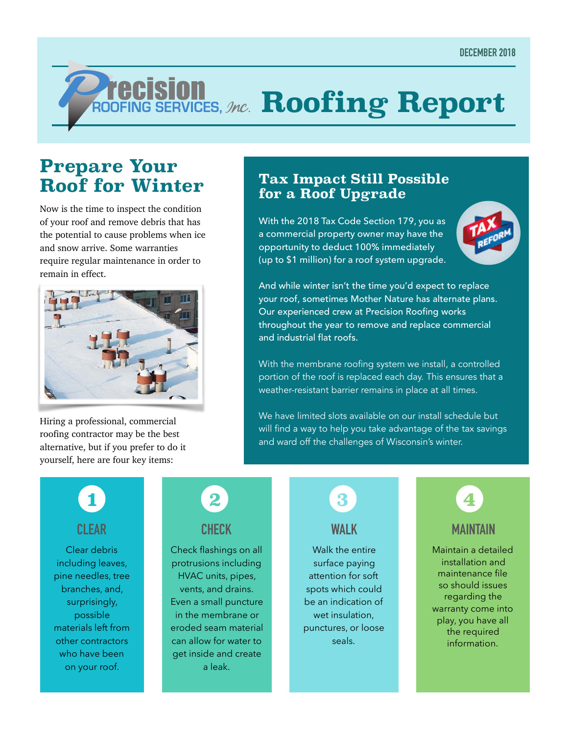DECEMBER 2018

# Precision Roofing Services, Inc. Roofing Report

## Prepare Your Roof for Winter

Now is the time to inspect the condition of your roof and remove debris that has the potential to cause problems when ice and snow arrive. Some warranties require regular maintenance in order to remain in effect.

Hiring a professional, commercial roofing contractor may be the best alternative, but if you prefer to do it yourself, here are four key items:

## Tax Impact Still Possible for a Roof Upgrade

With the 2018 Tax Code Section 179, you as a commercial property owner may have the opportunity to deduct 100% immediately (up to $1 million) for a roof system upgrade.

And while winter isn't the time you'd expect to replace your roof, sometimes Mother Nature has alternate plans. Our experienced crew at Precision Roofing works throughout the year to remove and replace commercial and industrial flat roofs.

With the membrane roofing system we install, a controlled portion of the roof is replaced each day. This ensures that a weather-resistant barrier remains in place at all times.

We have limited slots available on our install schedule but will find a way to help you take advantage of the tax savings and ward off the challenges of Wisconsin's winter.

### 1 CLEAR

Clear debris including leaves, pine needles, tree branches, and, surprisingly, possible materials left from other contractors who have been on your roof.

### 2 CHECK

Check flashings on all protrusions including HVAC units, pipes, vents, and drains. Even a small puncture in the membrane or eroded seam material can allow for water to get inside and create a leak.

### 3 WALK

Walk the entire surface paying attention for soft spots which could be an indication of wet insulation, punctures, or loose seals.

### 4 MAINTAIN

Maintain a detailed installation and maintenance file so should issues regarding the warranty come into play, you have all the required information.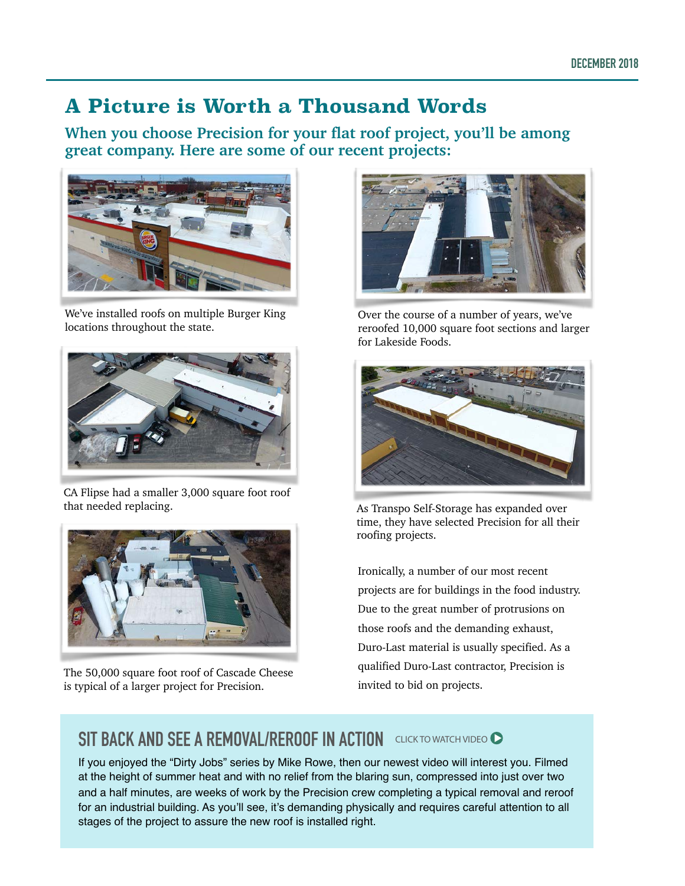# A Picture is Worth a Thousand Words

## When you choose Precision for your flat roof project, you'll be among great company. Here are some of our recent projects:

We've installed roofs on multiple Burger King locations throughout the state.

CA Flipse had a smaller 3,000 square foot roof that needed replacing.

The 50,000 square foot roof of Cascade Cheese is typical of a larger project for Precision.

Over the course of a number of years, we've reroofed 10,000 square foot sections and larger for Lakeside Foods.

As Transpo Self-Storage has expanded over time, they have selected Precision for all their roofing projects.

Ironically, a number of our most recent projects are for buildings in the food industry. Due to the great number of protrusions on those roofs and the demanding exhaust, Duro-Last material is usually specified. As a qualified Duro-Last contractor, Precision is invited to bid on projects.

## SIT BACK AND SEE A REMOVAL/REROOF IN ACTION

CLICK TO WATCH VIDEO

If you enjoyed the "Dirty Jobs" series by Mike Rowe, then our newest video will interest you. Filmed at the height of summer heat and with no relief from the blaring sun, compressed into just over two and a half minutes, are weeks of work by the Precision crew completing a typical removal and reroof for an industrial building. As you'll see, it's demanding physically and requires careful attention to all stages of the project to assure the new roof is installed right.